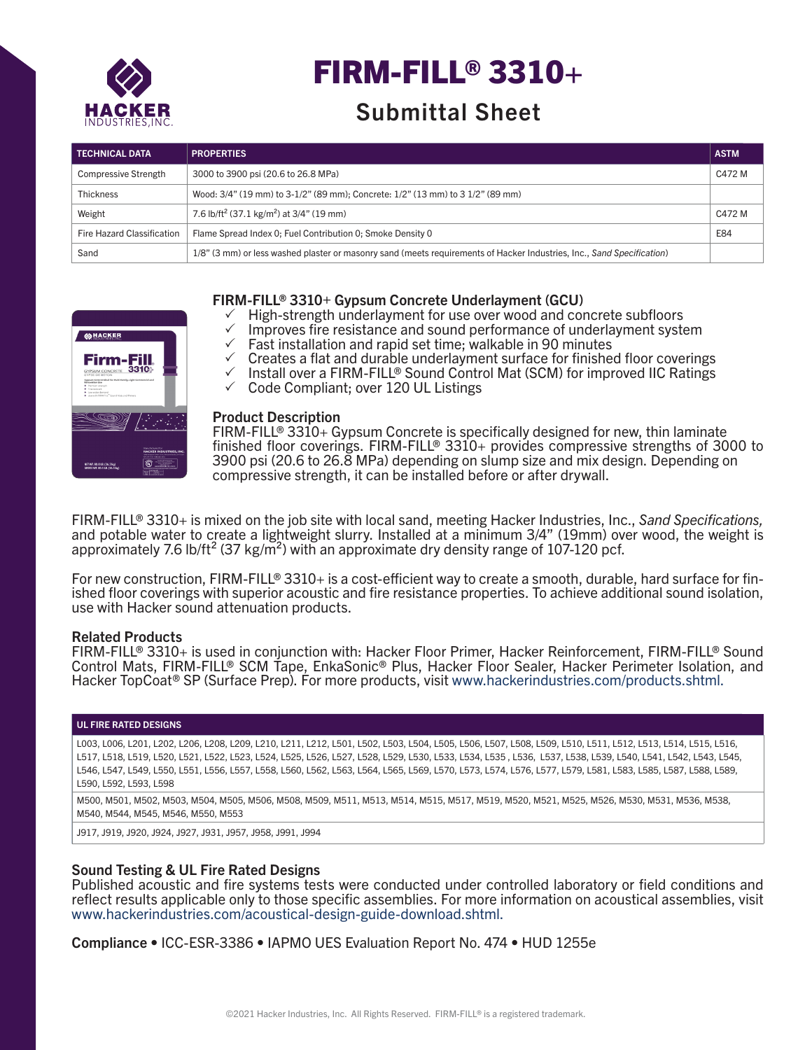# FIRM-FILL® 3310+

## Submittal Sheet

| TECHNICAL DATA | PROPERTIES | ASTM |
|---|---|---|
| Compressive Strength | 3000 to 3900 psi (20.6 to 26.8 MPa) | C472 M |
| Thickness | Wood: 3/4" (19 mm) to 3-1/2" (89 mm); Concrete: 1/2" (13 mm) to 3 1/2" (89 mm) | |
| Weight | 7.6 lb/ft$^2$ (37.1 kg/m$^2$) at 3/4" (19 mm) | C472 M |
| Fire Hazard Classification | Flame Spread Index 0; Fuel Contribution 0; Smoke Density 0 | E84 |
| Sand | 1/8" (3 mm) or less washed plaster or masonry sand (meets requirements of Hacker Industries, Inc., *Sand Specification*) | |

### FIRM-FILL® 3310+ Gypsum Concrete Underlayment (GCU)

- ✓ High-strength underlayment for use over wood and concrete subfloors
- ✓ Improves fire resistance and sound performance of underlayment system
- ✓ Fast installation and rapid set time; walkable in 90 minutes
- ✓ Creates a flat and durable underlayment surface for finished floor coverings
- ✓ Install over a FIRM-FILL® Sound Control Mat (SCM) for improved IIC Ratings
- ✓ Code Compliant; over 120 UL Listings

### Product Description

FIRM-FILL® 3310+ Gypsum Concrete is specifically designed for new, thin laminate finished floor coverings. FIRM-FILL® 3310+ provides compressive strengths of 3000 to 3900 psi (20.6 to 26.8 MPa) depending on slump size and mix design. Depending on compressive strength, it can be installed before or after drywall.

FIRM-FILL® 3310+ is mixed on the job site with local sand, meeting Hacker Industries, Inc., *Sand Specifications,* and potable water to create a lightweight slurry. Installed at a minimum 3/4" (19mm) over wood, the weight is approximately 7.6 lb/ft$^2$ (37 kg/m$^2$) with an approximate dry density range of 107-120 pcf.

For new construction, FIRM-FILL® 3310+ is a cost-efficient way to create a smooth, durable, hard surface for finished floor coverings with superior acoustic and fire resistance properties. To achieve additional sound isolation, use with Hacker sound attenuation products.

### Related Products

FIRM-FILL® 3310+ is used in conjunction with: Hacker Floor Primer, Hacker Reinforcement, FIRM-FILL® Sound Control Mats, FIRM-FILL® SCM Tape, EnkaSonic® Plus, Hacker Floor Sealer, Hacker Perimeter Isolation, and Hacker TopCoat® SP (Surface Prep). For more products, visit www.hackerindustries.com/products.shtml.

| UL FIRE RATED DESIGNS |
|---|
| L003, L006, L201, L202, L206, L208, L209, L210, L211, L212, L501, L502, L503, L504, L505, L506, L507, L508, L509, L510, L511, L512, L513, L514, L515, L516, L517, L518, L519, L520, L521, L522, L523, L524, L525, L526, L527, L528, L529, L530, L533, L534, L535 , L536, L537, L538, L539, L540, L541, L542, L543, L545, L546, L547, L549, L550, L551, L556, L557, L558, L560, L562, L563, L564, L565, L569, L570, L573, L574, L576, L577, L579, L581, L583, L585, L587, L588, L589, L590, L592, L593, L598 |
| M500, M501, M502, M503, M504, M505, M506, M508, M509, M511, M513, M514, M515, M517, M519, M520, M521, M525, M526, M530, M531, M536, M538, M540, M544, M545, M546, M550, M553 |
| J917, J919, J920, J924, J927, J931, J957, J958, J991, J994 |

### Sound Testing & UL Fire Rated Designs

Published acoustic and fire systems tests were conducted under controlled laboratory or field conditions and reflect results applicable only to those specific assemblies. For more information on acoustical assemblies, visit www.hackerindustries.com/acoustical-design-guide-download.shtml.

**Compliance** • ICC-ESR-3386 • IAPMO UES Evaluation Report No. 474 • HUD 1255e

©2021 Hacker Industries, Inc. All Rights Reserved. FIRM-FILL® is a registered trademark.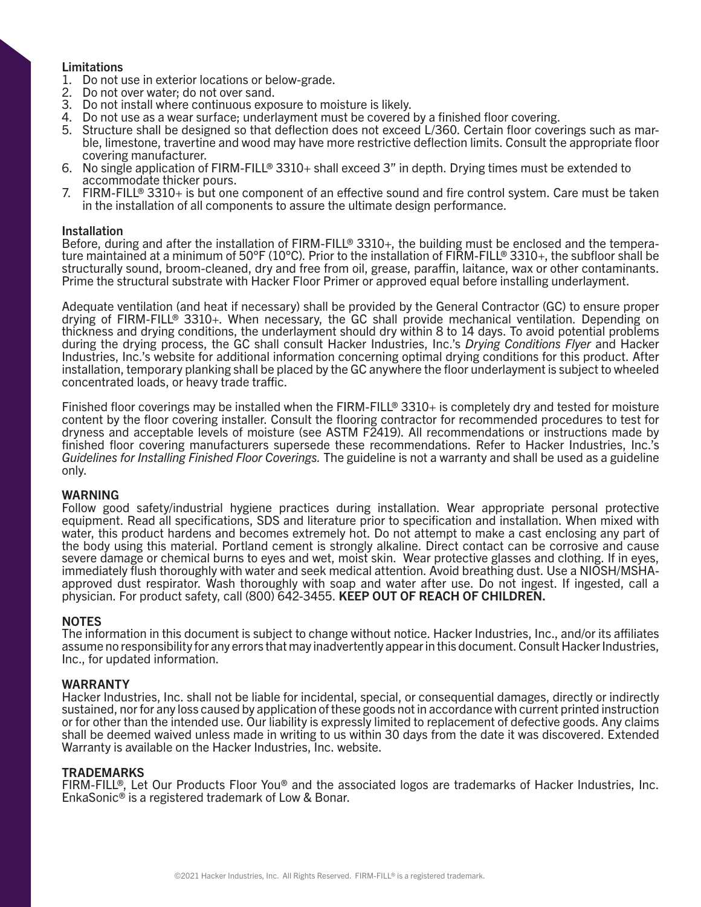## Limitations

1. Do not use in exterior locations or below-grade.
2. Do not over water; do not over sand.
3. Do not install where continuous exposure to moisture is likely.
4. Do not use as a wear surface; underlayment must be covered by a finished floor covering.
5. Structure shall be designed so that deflection does not exceed L/360. Certain floor coverings such as marble, limestone, travertine and wood may have more restrictive deflection limits. Consult the appropriate floor covering manufacturer.
6. No single application of FIRM-FILL® 3310+ shall exceed 3" in depth. Drying times must be extended to accommodate thicker pours.
7. FIRM-FILL® 3310+ is but one component of an effective sound and fire control system. Care must be taken in the installation of all components to assure the ultimate design performance.

## Installation

Before, during and after the installation of FIRM-FILL® 3310+, the building must be enclosed and the temperature maintained at a minimum of 50°F (10°C). Prior to the installation of FIRM-FILL® 3310+, the subfloor shall be structurally sound, broom-cleaned, dry and free from oil, grease, paraffin, laitance, wax or other contaminants. Prime the structural substrate with Hacker Floor Primer or approved equal before installing underlayment.

Adequate ventilation (and heat if necessary) shall be provided by the General Contractor (GC) to ensure proper drying of FIRM-FILL® 3310+. When necessary, the GC shall provide mechanical ventilation. Depending on thickness and drying conditions, the underlayment should dry within 8 to 14 days. To avoid potential problems during the drying process, the GC shall consult Hacker Industries, Inc.'s *Drying Conditions Flyer* and Hacker Industries, Inc.'s website for additional information concerning optimal drying conditions for this product. After installation, temporary planking shall be placed by the GC anywhere the floor underlayment is subject to wheeled concentrated loads, or heavy trade traffic.

Finished floor coverings may be installed when the FIRM-FILL® 3310+ is completely dry and tested for moisture content by the floor covering installer. Consult the flooring contractor for recommended procedures to test for dryness and acceptable levels of moisture (see ASTM F2419). All recommendations or instructions made by finished floor covering manufacturers supersede these recommendations. Refer to Hacker Industries, Inc.'s *Guidelines for Installing Finished Floor Coverings.* The guideline is not a warranty and shall be used as a guideline only.

## WARNING

Follow good safety/industrial hygiene practices during installation. Wear appropriate personal protective equipment. Read all specifications, SDS and literature prior to specification and installation. When mixed with water, this product hardens and becomes extremely hot. Do not attempt to make a cast enclosing any part of the body using this material. Portland cement is strongly alkaline. Direct contact can be corrosive and cause severe damage or chemical burns to eyes and wet, moist skin. Wear protective glasses and clothing. If in eyes, immediately flush thoroughly with water and seek medical attention. Avoid breathing dust. Use a NIOSH/MSHA-approved dust respirator. Wash thoroughly with soap and water after use. Do not ingest. If ingested, call a physician. For product safety, call (800) 642-3455. **KEEP OUT OF REACH OF CHILDREN.**

## NOTES

The information in this document is subject to change without notice. Hacker Industries, Inc., and/or its affiliates assume no responsibility for any errors that may inadvertently appear in this document. Consult Hacker Industries, Inc., for updated information.

## WARRANTY

Hacker Industries, Inc. shall not be liable for incidental, special, or consequential damages, directly or indirectly sustained, nor for any loss caused by application of these goods not in accordance with current printed instruction or for other than the intended use. Our liability is expressly limited to replacement of defective goods. Any claims shall be deemed waived unless made in writing to us within 30 days from the date it was discovered. Extended Warranty is available on the Hacker Industries, Inc. website.

## TRADEMARKS

FIRM-FILL®, Let Our Products Floor You® and the associated logos are trademarks of Hacker Industries, Inc. EnkaSonic® is a registered trademark of Low & Bonar.

©2021 Hacker Industries, Inc. All Rights Reserved. FIRM-FILL® is a registered trademark.